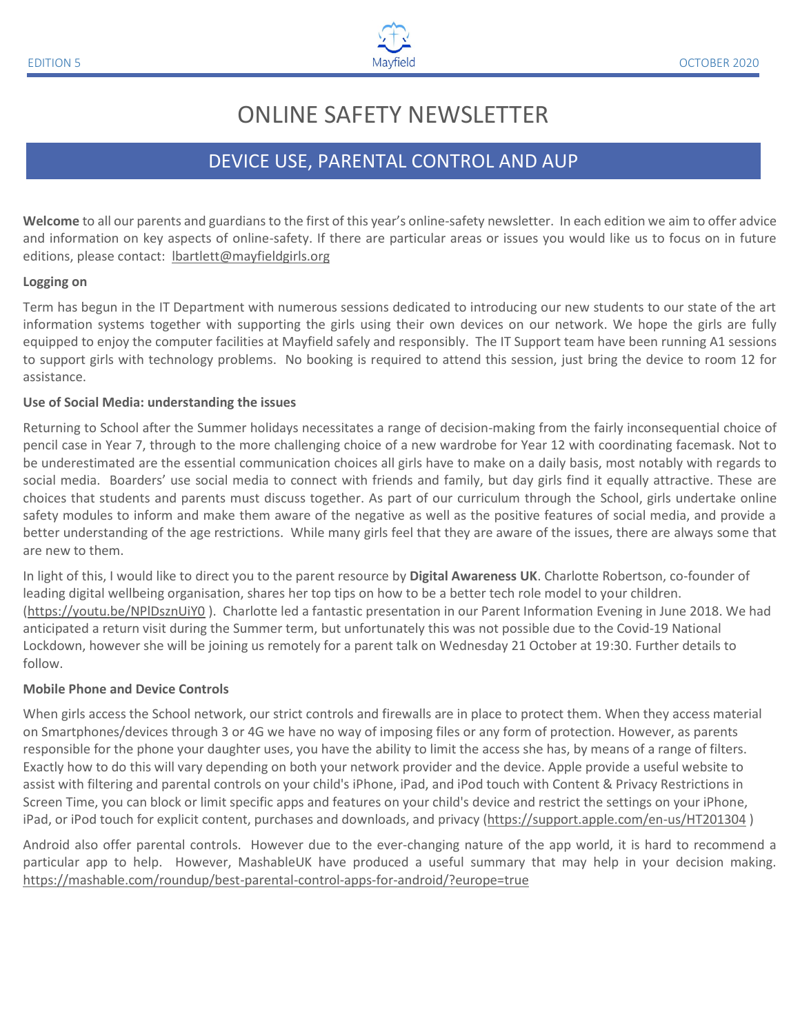EDITION 5 Mayfield OCTOBER 2020

# ONLINE SAFETY NEWSLETTER

## DEVICE USE, PARENTAL CONTROL AND AUP

**Welcome** to all our parents and guardians to the first of this year's online-safety newsletter. In each edition we aim to offer advice and information on key aspects of online-safety. If there are particular areas or issues you would like us to focus on in future editions, please contact: lbartlett@mayfieldgirls.org

**Logging on**

Term has begun in the IT Department with numerous sessions dedicated to introducing our new students to our state of the art information systems together with supporting the girls using their own devices on our network. We hope the girls are fully equipped to enjoy the computer facilities at Mayfield safely and responsibly. The IT Support team have been running A1 sessions to support girls with technology problems. No booking is required to attend this session, just bring the device to room 12 for assistance.

**Use of Social Media: understanding the issues**

Returning to School after the Summer holidays necessitates a range of decision-making from the fairly inconsequential choice of pencil case in Year 7, through to the more challenging choice of a new wardrobe for Year 12 with coordinating facemask. Not to be underestimated are the essential communication choices all girls have to make on a daily basis, most notably with regards to social media. Boarders' use social media to connect with friends and family, but day girls find it equally attractive. These are choices that students and parents must discuss together. As part of our curriculum through the School, girls undertake online safety modules to inform and make them aware of the negative as well as the positive features of social media, and provide a better understanding of the age restrictions. While many girls feel that they are aware of the issues, there are always some that are new to them.

In light of this, I would like to direct you to the parent resource by **Digital Awareness UK**. Charlotte Robertson, co-founder of leading digital wellbeing organisation, shares her top tips on how to be a better tech role model to your children. (https://youtu.be/NPlDsznUiY0 ). Charlotte led a fantastic presentation in our Parent Information Evening in June 2018. We had anticipated a return visit during the Summer term, but unfortunately this was not possible due to the Covid-19 National Lockdown, however she will be joining us remotely for a parent talk on Wednesday 21 October at 19:30. Further details to follow.

**Mobile Phone and Device Controls**

When girls access the School network, our strict controls and firewalls are in place to protect them. When they access material on Smartphones/devices through 3 or 4G we have no way of imposing files or any form of protection. However, as parents responsible for the phone your daughter uses, you have the ability to limit the access she has, by means of a range of filters. Exactly how to do this will vary depending on both your network provider and the device. Apple provide a useful website to assist with filtering and parental controls on your child's iPhone, iPad, and iPod touch with Content & Privacy Restrictions in Screen Time, you can block or limit specific apps and features on your child's device and restrict the settings on your iPhone, iPad, or iPod touch for explicit content, purchases and downloads, and privacy (https://support.apple.com/en-us/HT201304 )

Android also offer parental controls. However due to the ever-changing nature of the app world, it is hard to recommend a particular app to help. However, MashableUK have produced a useful summary that may help in your decision making. https://mashable.com/roundup/best-parental-control-apps-for-android/?europe=true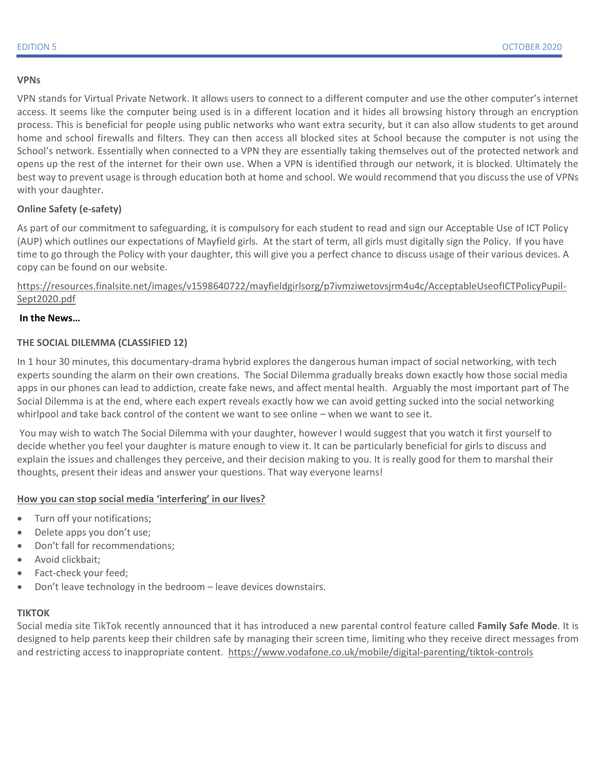**VPNs**

VPN stands for Virtual Private Network. It allows users to connect to a different computer and use the other computer's internet access. It seems like the computer being used is in a different location and it hides all browsing history through an encryption process. This is beneficial for people using public networks who want extra security, but it can also allow students to get around home and school firewalls and filters. They can then access all blocked sites at School because the computer is not using the School's network. Essentially when connected to a VPN they are essentially taking themselves out of the protected network and opens up the rest of the internet for their own use. When a VPN is identified through our network, it is blocked. Ultimately the best way to prevent usage is through education both at home and school. We would recommend that you discuss the use of VPNs with your daughter.

**Online Safety (e-safety)**

As part of our commitment to safeguarding, it is compulsory for each student to read and sign our Acceptable Use of ICT Policy (AUP) which outlines our expectations of Mayfield girls. At the start of term, all girls must digitally sign the Policy. If you have time to go through the Policy with your daughter, this will give you a perfect chance to discuss usage of their various devices. A copy can be found on our website.

https://resources.finalsite.net/images/v1598640722/mayfieldgirlsorg/p7ivmziwetovsjrm4u4c/AcceptableUseofICTPolicyPupil-Sept2020.pdf

**In the News…**

**THE SOCIAL DILEMMA (CLASSIFIED 12)**

In 1 hour 30 minutes, this documentary-drama hybrid explores the dangerous human impact of social networking, with tech experts sounding the alarm on their own creations. The Social Dilemma gradually breaks down exactly how those social media apps in our phones can lead to addiction, create fake news, and affect mental health. Arguably the most important part of The Social Dilemma is at the end, where each expert reveals exactly how we can avoid getting sucked into the social networking whirlpool and take back control of the content we want to see online – when we want to see it.

You may wish to watch The Social Dilemma with your daughter, however I would suggest that you watch it first yourself to decide whether you feel your daughter is mature enough to view it. It can be particularly beneficial for girls to discuss and explain the issues and challenges they perceive, and their decision making to you. It is really good for them to marshal their thoughts, present their ideas and answer your questions. That way everyone learns!

**How you can stop social media 'interfering' in our lives?**

- Turn off your notifications;
- Delete apps you don't use;
- Don't fall for recommendations;
- Avoid clickbait;
- Fact-check your feed;
- Don't leave technology in the bedroom – leave devices downstairs.

**TIKTOK**

Social media site TikTok recently announced that it has introduced a new parental control feature called **Family Safe Mode**. It is designed to help parents keep their children safe by managing their screen time, limiting who they receive direct messages from and restricting access to inappropriate content. https://www.vodafone.co.uk/mobile/digital-parenting/tiktok-controls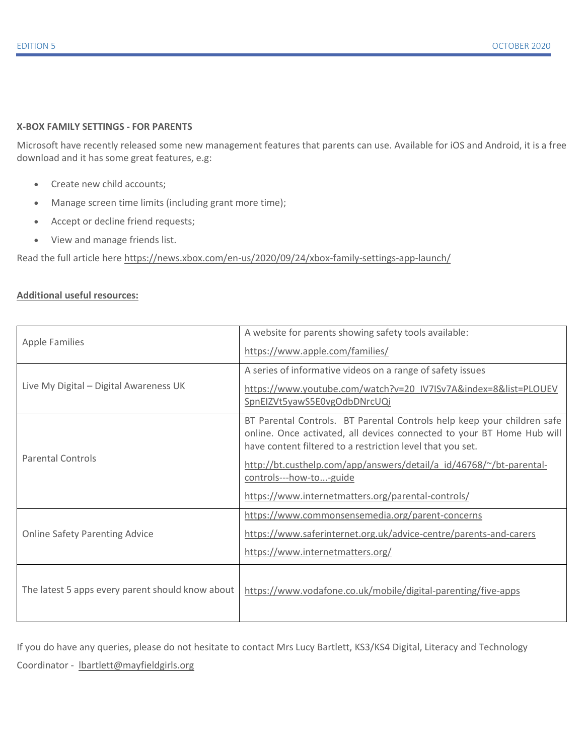**X-BOX FAMILY SETTINGS - FOR PARENTS**

Microsoft have recently released some new management features that parents can use. Available for iOS and Android, it is a free download and it has some great features, e.g:

- Create new child accounts;
- Manage screen time limits (including grant more time);
- Accept or decline friend requests;
- View and manage friends list.

Read the full article here https://news.xbox.com/en-us/2020/09/24/xbox-family-settings-app-launch/

**Additional useful resources:**

| | |
|---|---|
| Apple Families | A website for parents showing safety tools available:<br>https://www.apple.com/families/ |
| Live My Digital – Digital Awareness UK | A series of informative videos on a range of safety issues<br>https://www.youtube.com/watch?v=20_IV7ISv7A&index=8&list=PLOUEVSpnEIZVt5yawS5E0vgOdbDNrcUQi |
| Parental Controls | BT Parental Controls. BT Parental Controls help keep your children safe online. Once activated, all devices connected to your BT Home Hub will have content filtered to a restriction level that you set.<br>http://bt.custhelp.com/app/answers/detail/a_id/46768/~/bt-parental-controls---how-to...-guide<br>https://www.internetmatters.org/parental-controls/ |
| Online Safety Parenting Advice | https://www.commonsensemedia.org/parent-concerns<br>https://www.saferinternet.org.uk/advice-centre/parents-and-carers<br>https://www.internetmatters.org/ |
| The latest 5 apps every parent should know about | https://www.vodafone.co.uk/mobile/digital-parenting/five-apps |

If you do have any queries, please do not hesitate to contact Mrs Lucy Bartlett, KS3/KS4 Digital, Literacy and Technology Coordinator - lbartlett@mayfieldgirls.org